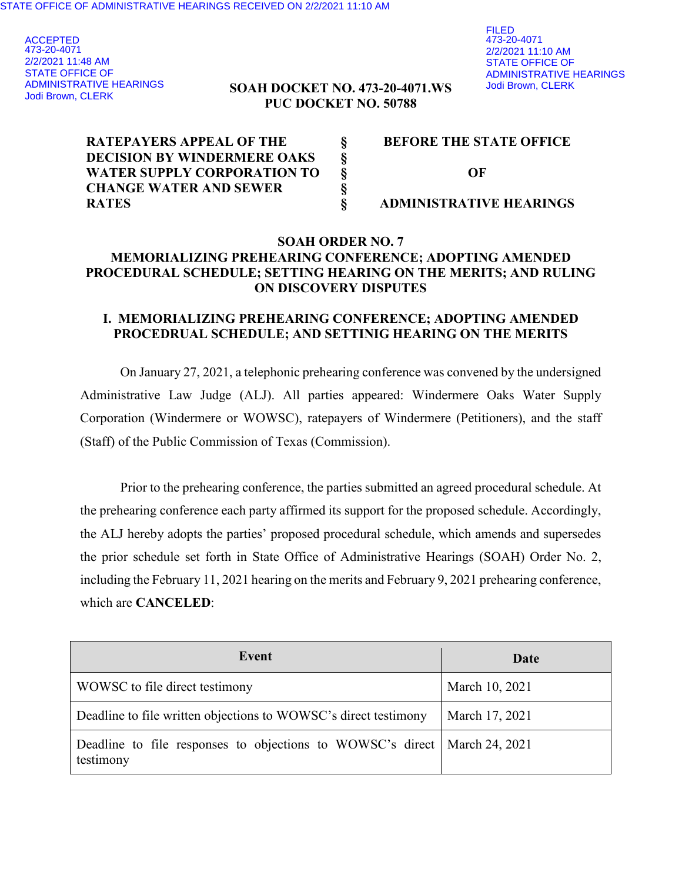STATE OFFICE OF ADMINISTRATIVE HEARINGS RECEIVED ON 2/2/2021 11:10 AM

ACCEPTED
473-20-4071
2/2/2021 11:48 AM
STATE OFFICE OF
ADMINISTRATIVE HEARINGS
Jodi Brown, CLERK

FILED
473-20-4071
2/2/2021 11:10 AM
STATE OFFICE OF
ADMINISTRATIVE HEARINGS
Jodi Brown, CLERK

**SOAH DOCKET NO. 473-20-4071.WS**
**PUC DOCKET NO. 50788**

| | | |
|---|---|---|
| **RATEPAYERS APPEAL OF THE** | **§** | **BEFORE THE STATE OFFICE** |
| **DECISION BY WINDERMERE OAKS** | **§** | |
| **WATER SUPPLY CORPORATION TO** | **§** | **OF** |
| **CHANGE WATER AND SEWER** | **§** | |
| **RATES** | **§** | **ADMINISTRATIVE HEARINGS** |

**SOAH ORDER NO. 7**
**MEMORIALIZING PREHEARING CONFERENCE; ADOPTING AMENDED PROCEDURAL SCHEDULE; SETTING HEARING ON THE MERITS; AND RULING ON DISCOVERY DISPUTES**

## I. MEMORIALIZING PREHEARING CONFERENCE; ADOPTING AMENDED PROCEDRUAL SCHEDULE; AND SETTINIG HEARING ON THE MERITS

On January 27, 2021, a telephonic prehearing conference was convened by the undersigned Administrative Law Judge (ALJ). All parties appeared: Windermere Oaks Water Supply Corporation (Windermere or WOWSC), ratepayers of Windermere (Petitioners), and the staff (Staff) of the Public Commission of Texas (Commission).

Prior to the prehearing conference, the parties submitted an agreed procedural schedule. At the prehearing conference each party affirmed its support for the proposed schedule. Accordingly, the ALJ hereby adopts the parties' proposed procedural schedule, which amends and supersedes the prior schedule set forth in State Office of Administrative Hearings (SOAH) Order No. 2, including the February 11, 2021 hearing on the merits and February 9, 2021 prehearing conference, which are **CANCELED**:

| Event | Date |
|---|---|
| WOWSC to file direct testimony | March 10, 2021 |
| Deadline to file written objections to WOWSC's direct testimony | March 17, 2021 |
| Deadline to file responses to objections to WOWSC's direct testimony | March 24, 2021 |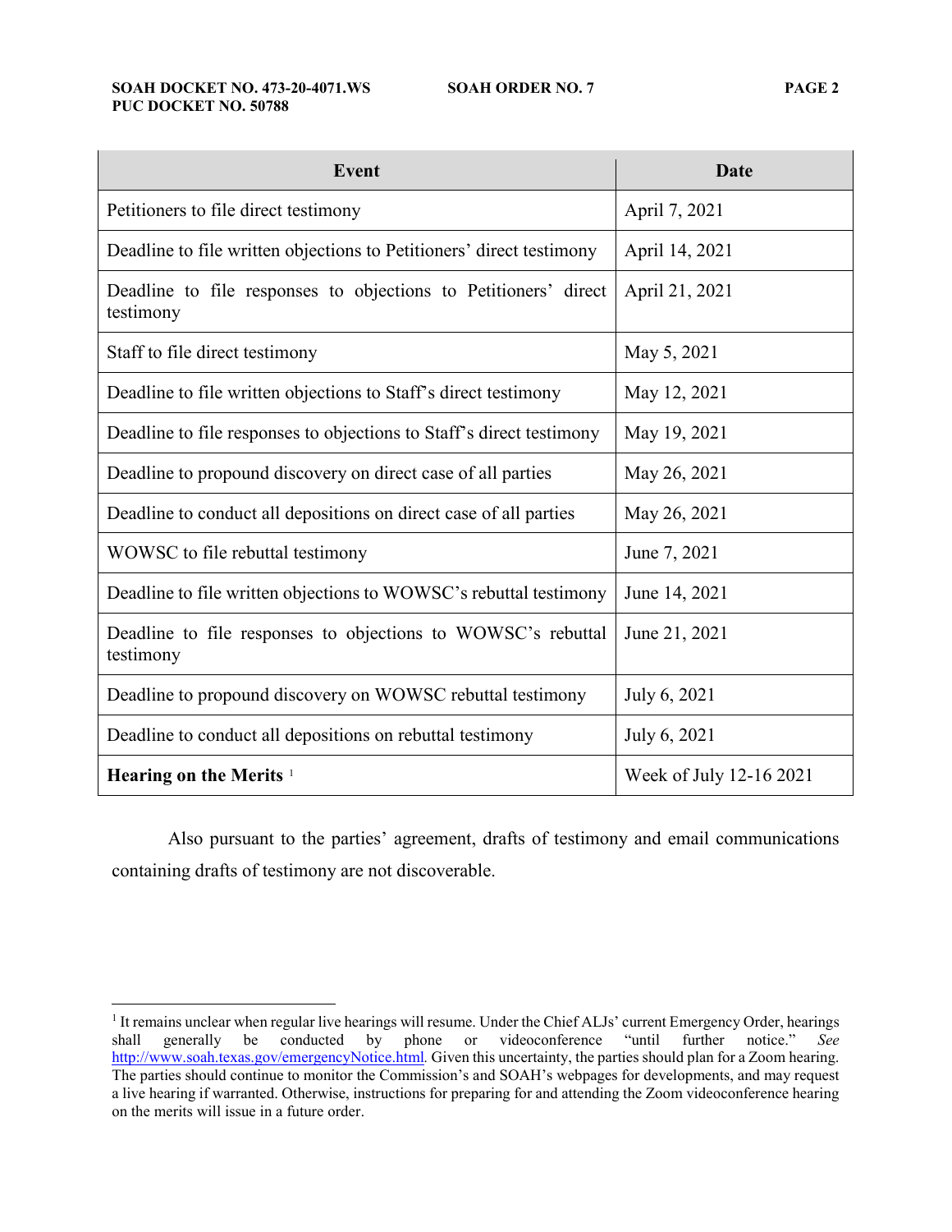| Event | Date |
|---|---|
| Petitioners to file direct testimony | April 7, 2021 |
| Deadline to file written objections to Petitioners' direct testimony | April 14, 2021 |
| Deadline to file responses to objections to Petitioners' direct testimony | April 21, 2021 |
| Staff to file direct testimony | May 5, 2021 |
| Deadline to file written objections to Staff's direct testimony | May 12, 2021 |
| Deadline to file responses to objections to Staff's direct testimony | May 19, 2021 |
| Deadline to propound discovery on direct case of all parties | May 26, 2021 |
| Deadline to conduct all depositions on direct case of all parties | May 26, 2021 |
| WOWSC to file rebuttal testimony | June 7, 2021 |
| Deadline to file written objections to WOWSC's rebuttal testimony | June 14, 2021 |
| Deadline to file responses to objections to WOWSC's rebuttal testimony | June 21, 2021 |
| Deadline to propound discovery on WOWSC rebuttal testimony | July 6, 2021 |
| Deadline to conduct all depositions on rebuttal testimony | July 6, 2021 |
| **Hearing on the Merits** [1] | Week of July 12-16 2021 |

Also pursuant to the parties' agreement, drafts of testimony and email communications containing drafts of testimony are not discoverable.

[1] It remains unclear when regular live hearings will resume. Under the Chief ALJs' current Emergency Order, hearings shall generally be conducted by phone or videoconference "until further notice." *See* http://www.soah.texas.gov/emergencyNotice.html. Given this uncertainty, the parties should plan for a Zoom hearing. The parties should continue to monitor the Commission's and SOAH's webpages for developments, and may request a live hearing if warranted. Otherwise, instructions for preparing for and attending the Zoom videoconference hearing on the merits will issue in a future order.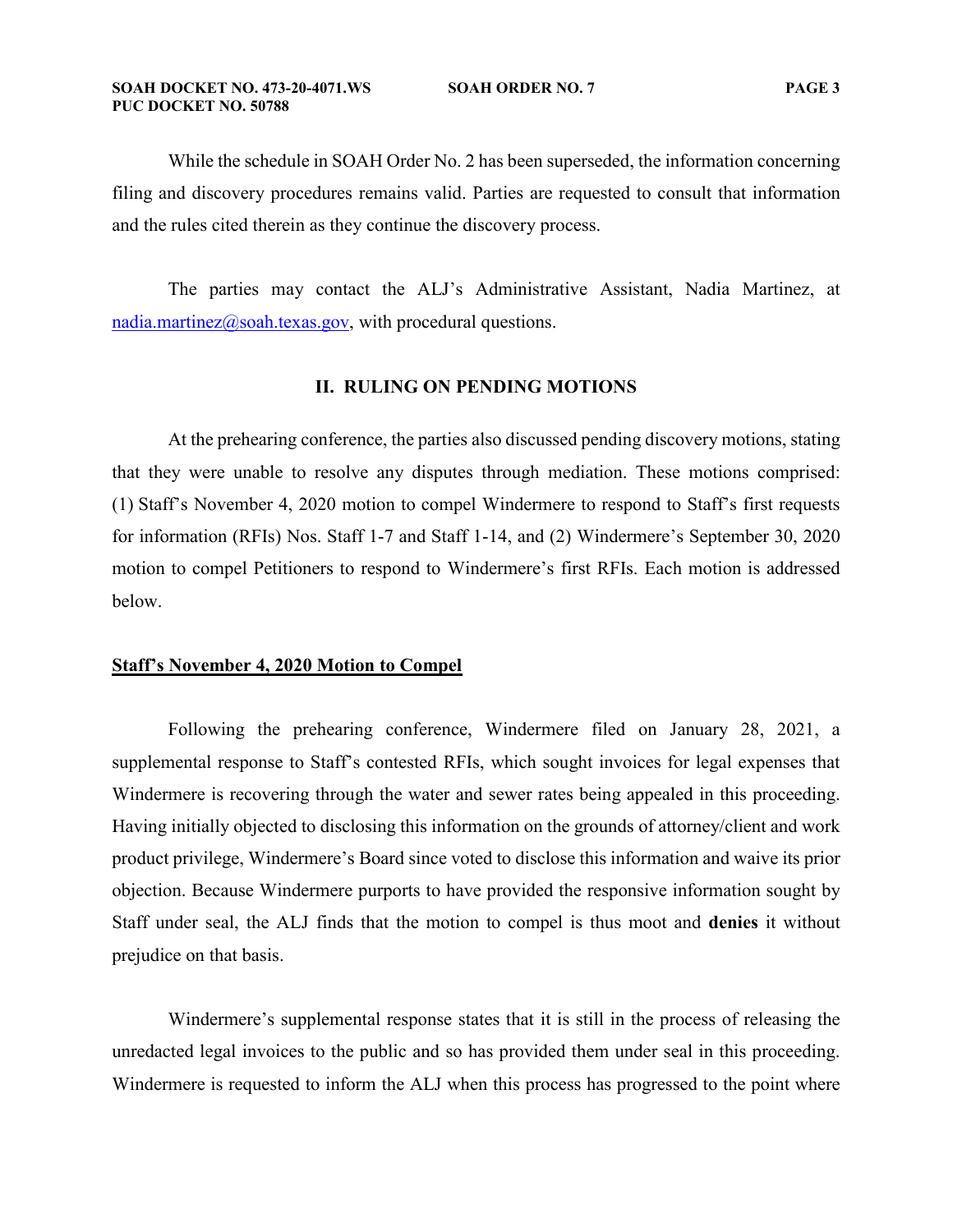While the schedule in SOAH Order No. 2 has been superseded, the information concerning filing and discovery procedures remains valid. Parties are requested to consult that information and the rules cited therein as they continue the discovery process.

The parties may contact the ALJ's Administrative Assistant, Nadia Martinez, at nadia.martinez@soah.texas.gov, with procedural questions.

## II. RULING ON PENDING MOTIONS

At the prehearing conference, the parties also discussed pending discovery motions, stating that they were unable to resolve any disputes through mediation. These motions comprised: (1) Staff's November 4, 2020 motion to compel Windermere to respond to Staff's first requests for information (RFIs) Nos. Staff 1-7 and Staff 1-14, and (2) Windermere's September 30, 2020 motion to compel Petitioners to respond to Windermere's first RFIs. Each motion is addressed below.

### Staff's November 4, 2020 Motion to Compel

Following the prehearing conference, Windermere filed on January 28, 2021, a supplemental response to Staff's contested RFIs, which sought invoices for legal expenses that Windermere is recovering through the water and sewer rates being appealed in this proceeding. Having initially objected to disclosing this information on the grounds of attorney/client and work product privilege, Windermere's Board since voted to disclose this information and waive its prior objection. Because Windermere purports to have provided the responsive information sought by Staff under seal, the ALJ finds that the motion to compel is thus moot and **denies** it without prejudice on that basis.

Windermere's supplemental response states that it is still in the process of releasing the unredacted legal invoices to the public and so has provided them under seal in this proceeding. Windermere is requested to inform the ALJ when this process has progressed to the point where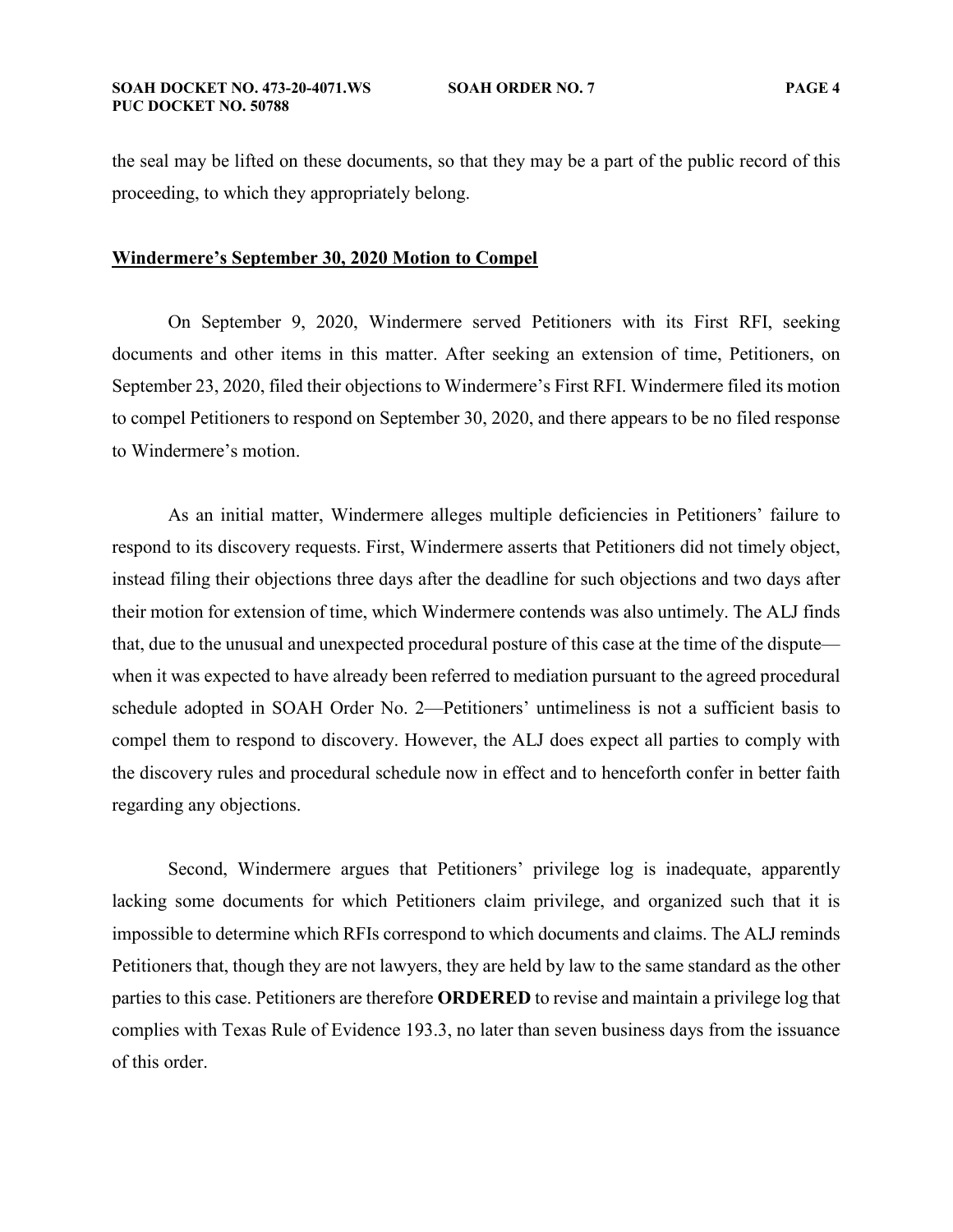the seal may be lifted on these documents, so that they may be a part of the public record of this proceeding, to which they appropriately belong.

**Windermere's September 30, 2020 Motion to Compel**

On September 9, 2020, Windermere served Petitioners with its First RFI, seeking documents and other items in this matter. After seeking an extension of time, Petitioners, on September 23, 2020, filed their objections to Windermere's First RFI. Windermere filed its motion to compel Petitioners to respond on September 30, 2020, and there appears to be no filed response to Windermere's motion.

As an initial matter, Windermere alleges multiple deficiencies in Petitioners' failure to respond to its discovery requests. First, Windermere asserts that Petitioners did not timely object, instead filing their objections three days after the deadline for such objections and two days after their motion for extension of time, which Windermere contends was also untimely. The ALJ finds that, due to the unusual and unexpected procedural posture of this case at the time of the dispute—when it was expected to have already been referred to mediation pursuant to the agreed procedural schedule adopted in SOAH Order No. 2—Petitioners' untimeliness is not a sufficient basis to compel them to respond to discovery. However, the ALJ does expect all parties to comply with the discovery rules and procedural schedule now in effect and to henceforth confer in better faith regarding any objections.

Second, Windermere argues that Petitioners' privilege log is inadequate, apparently lacking some documents for which Petitioners claim privilege, and organized such that it is impossible to determine which RFIs correspond to which documents and claims. The ALJ reminds Petitioners that, though they are not lawyers, they are held by law to the same standard as the other parties to this case. Petitioners are therefore **ORDERED** to revise and maintain a privilege log that complies with Texas Rule of Evidence 193.3, no later than seven business days from the issuance of this order.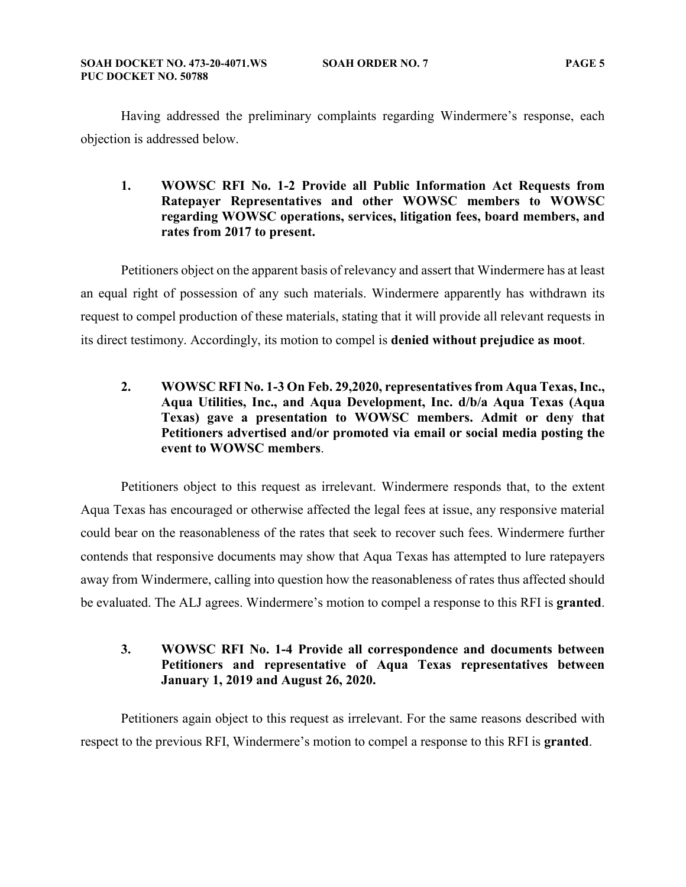Having addressed the preliminary complaints regarding Windermere's response, each objection is addressed below.

**1. WOWSC RFI No. 1-2 Provide all Public Information Act Requests from Ratepayer Representatives and other WOWSC members to WOWSC regarding WOWSC operations, services, litigation fees, board members, and rates from 2017 to present.**

Petitioners object on the apparent basis of relevancy and assert that Windermere has at least an equal right of possession of any such materials. Windermere apparently has withdrawn its request to compel production of these materials, stating that it will provide all relevant requests in its direct testimony. Accordingly, its motion to compel is **denied without prejudice as moot**.

**2. WOWSC RFI No. 1-3 On Feb. 29,2020, representatives from Aqua Texas, Inc., Aqua Utilities, Inc., and Aqua Development, Inc. d/b/a Aqua Texas (Aqua Texas) gave a presentation to WOWSC members. Admit or deny that Petitioners advertised and/or promoted via email or social media posting the event to WOWSC members**.

Petitioners object to this request as irrelevant. Windermere responds that, to the extent Aqua Texas has encouraged or otherwise affected the legal fees at issue, any responsive material could bear on the reasonableness of the rates that seek to recover such fees. Windermere further contends that responsive documents may show that Aqua Texas has attempted to lure ratepayers away from Windermere, calling into question how the reasonableness of rates thus affected should be evaluated. The ALJ agrees. Windermere's motion to compel a response to this RFI is **granted**.

**3. WOWSC RFI No. 1-4 Provide all correspondence and documents between Petitioners and representative of Aqua Texas representatives between January 1, 2019 and August 26, 2020.**

Petitioners again object to this request as irrelevant. For the same reasons described with respect to the previous RFI, Windermere's motion to compel a response to this RFI is **granted**.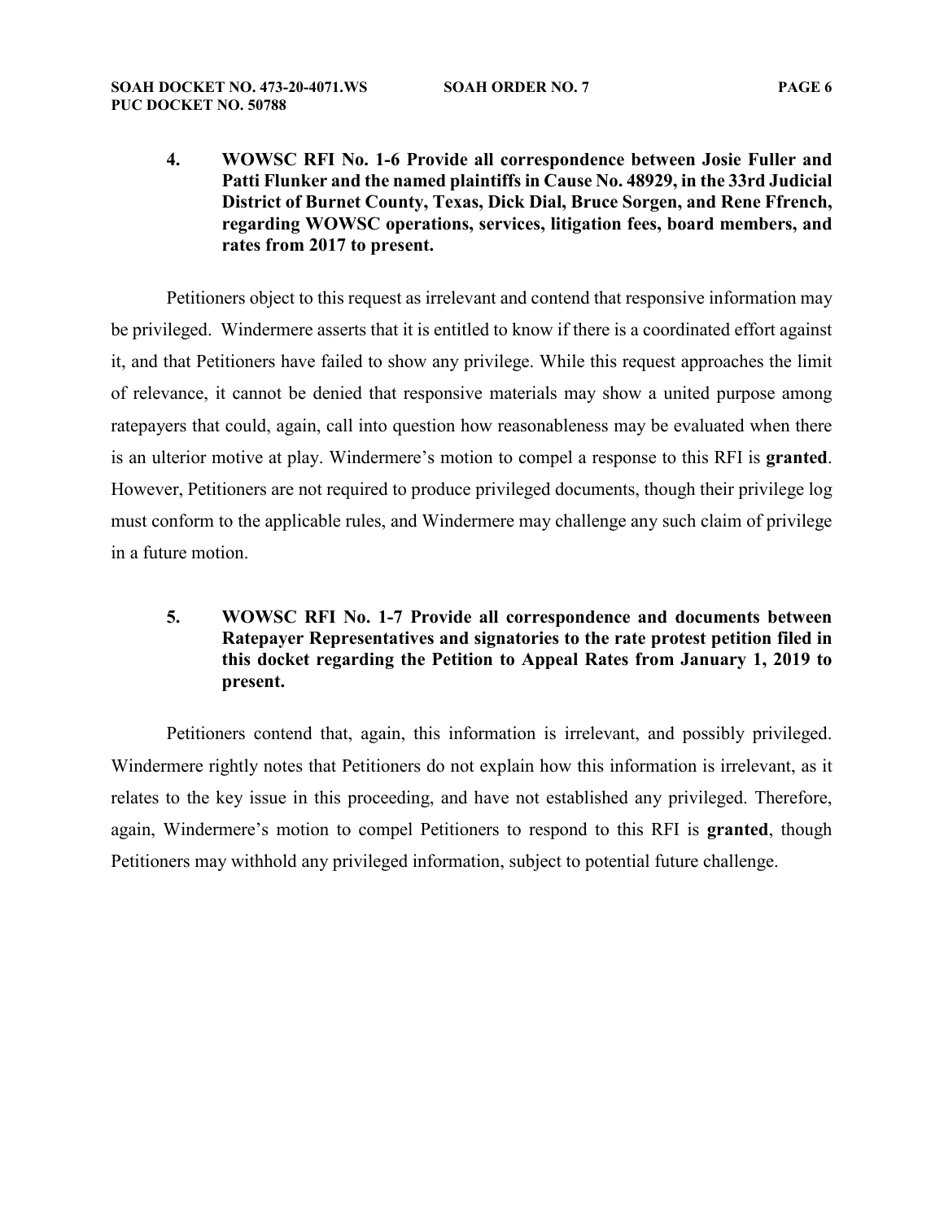4. **WOWSC RFI No. 1-6 Provide all correspondence between Josie Fuller and Patti Flunker and the named plaintiffs in Cause No. 48929, in the 33rd Judicial District of Burnet County, Texas, Dick Dial, Bruce Sorgen, and Rene Ffrench, regarding WOWSC operations, services, litigation fees, board members, and rates from 2017 to present.**

Petitioners object to this request as irrelevant and contend that responsive information may be privileged. Windermere asserts that it is entitled to know if there is a coordinated effort against it, and that Petitioners have failed to show any privilege. While this request approaches the limit of relevance, it cannot be denied that responsive materials may show a united purpose among ratepayers that could, again, call into question how reasonableness may be evaluated when there is an ulterior motive at play. Windermere's motion to compel a response to this RFI is **granted**. However, Petitioners are not required to produce privileged documents, though their privilege log must conform to the applicable rules, and Windermere may challenge any such claim of privilege in a future motion.

5. **WOWSC RFI No. 1-7 Provide all correspondence and documents between Ratepayer Representatives and signatories to the rate protest petition filed in this docket regarding the Petition to Appeal Rates from January 1, 2019 to present.**

Petitioners contend that, again, this information is irrelevant, and possibly privileged. Windermere rightly notes that Petitioners do not explain how this information is irrelevant, as it relates to the key issue in this proceeding, and have not established any privileged. Therefore, again, Windermere's motion to compel Petitioners to respond to this RFI is **granted**, though Petitioners may withhold any privileged information, subject to potential future challenge.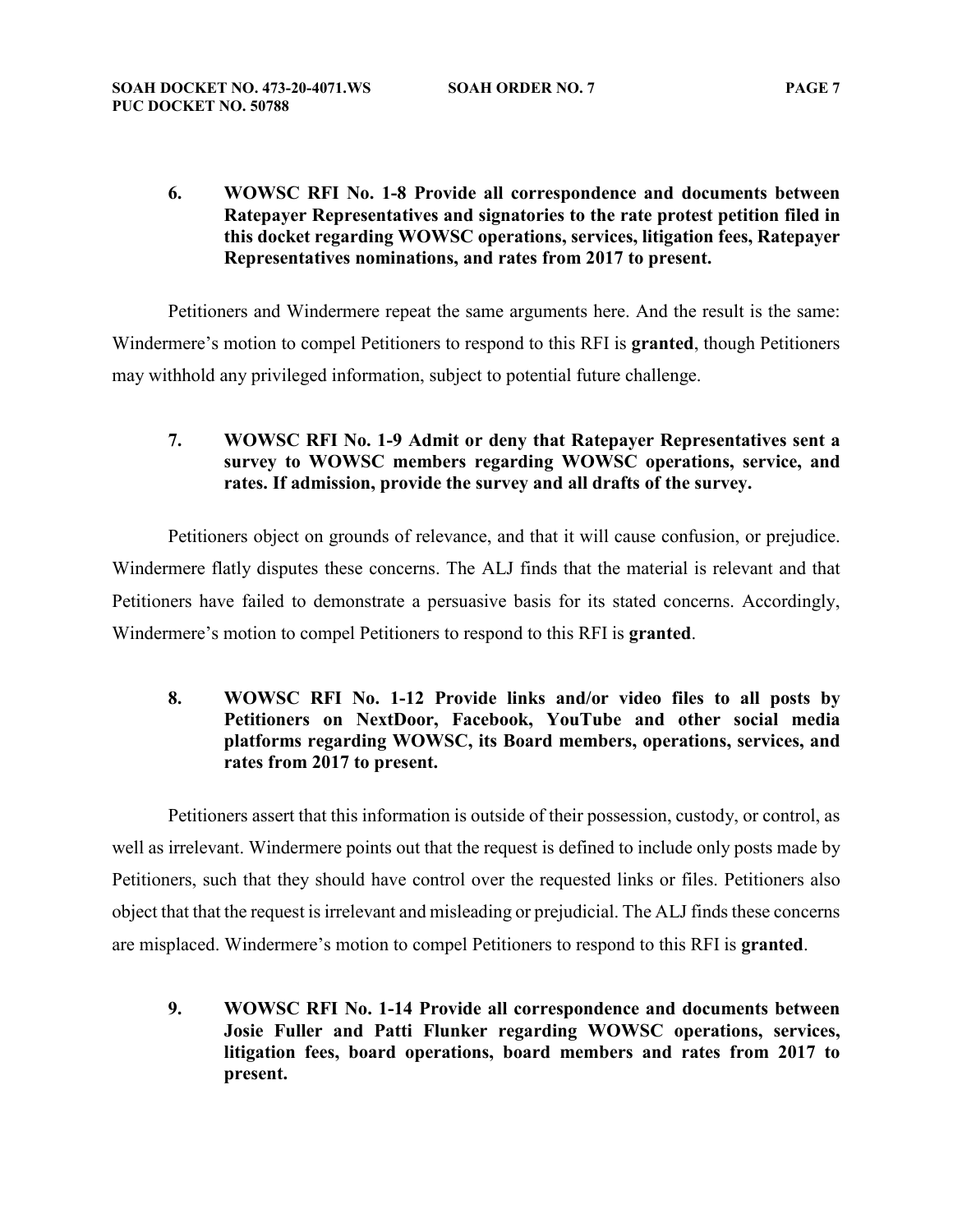**6. WOWSC RFI No. 1-8 Provide all correspondence and documents between Ratepayer Representatives and signatories to the rate protest petition filed in this docket regarding WOWSC operations, services, litigation fees, Ratepayer Representatives nominations, and rates from 2017 to present.**

Petitioners and Windermere repeat the same arguments here. And the result is the same: Windermere's motion to compel Petitioners to respond to this RFI is **granted**, though Petitioners may withhold any privileged information, subject to potential future challenge.

**7. WOWSC RFI No. 1-9 Admit or deny that Ratepayer Representatives sent a survey to WOWSC members regarding WOWSC operations, service, and rates. If admission, provide the survey and all drafts of the survey.**

Petitioners object on grounds of relevance, and that it will cause confusion, or prejudice. Windermere flatly disputes these concerns. The ALJ finds that the material is relevant and that Petitioners have failed to demonstrate a persuasive basis for its stated concerns. Accordingly, Windermere's motion to compel Petitioners to respond to this RFI is **granted**.

**8. WOWSC RFI No. 1-12 Provide links and/or video files to all posts by Petitioners on NextDoor, Facebook, YouTube and other social media platforms regarding WOWSC, its Board members, operations, services, and rates from 2017 to present.**

Petitioners assert that this information is outside of their possession, custody, or control, as well as irrelevant. Windermere points out that the request is defined to include only posts made by Petitioners, such that they should have control over the requested links or files. Petitioners also object that that the request is irrelevant and misleading or prejudicial. The ALJ finds these concerns are misplaced. Windermere's motion to compel Petitioners to respond to this RFI is **granted**.

**9. WOWSC RFI No. 1-14 Provide all correspondence and documents between Josie Fuller and Patti Flunker regarding WOWSC operations, services, litigation fees, board operations, board members and rates from 2017 to present.**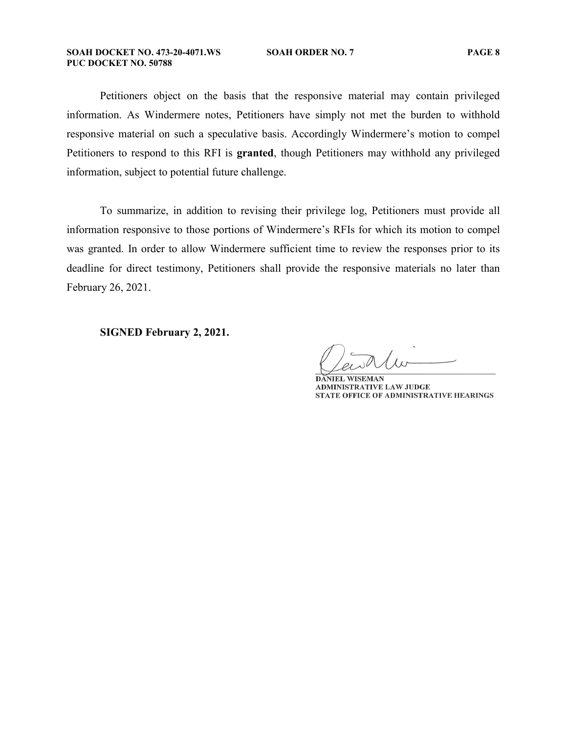Petitioners object on the basis that the responsive material may contain privileged information. As Windermere notes, Petitioners have simply not met the burden to withhold responsive material on such a speculative basis. Accordingly Windermere's motion to compel Petitioners to respond to this RFI is **granted**, though Petitioners may withhold any privileged information, subject to potential future challenge.

To summarize, in addition to revising their privilege log, Petitioners must provide all information responsive to those portions of Windermere's RFIs for which its motion to compel was granted. In order to allow Windermere sufficient time to review the responses prior to its deadline for direct testimony, Petitioners shall provide the responsive materials no later than February 26, 2021.

**SIGNED February 2, 2021.**

**DANIEL WISEMAN**
**ADMINISTRATIVE LAW JUDGE**
**STATE OFFICE OF ADMINISTRATIVE HEARINGS**